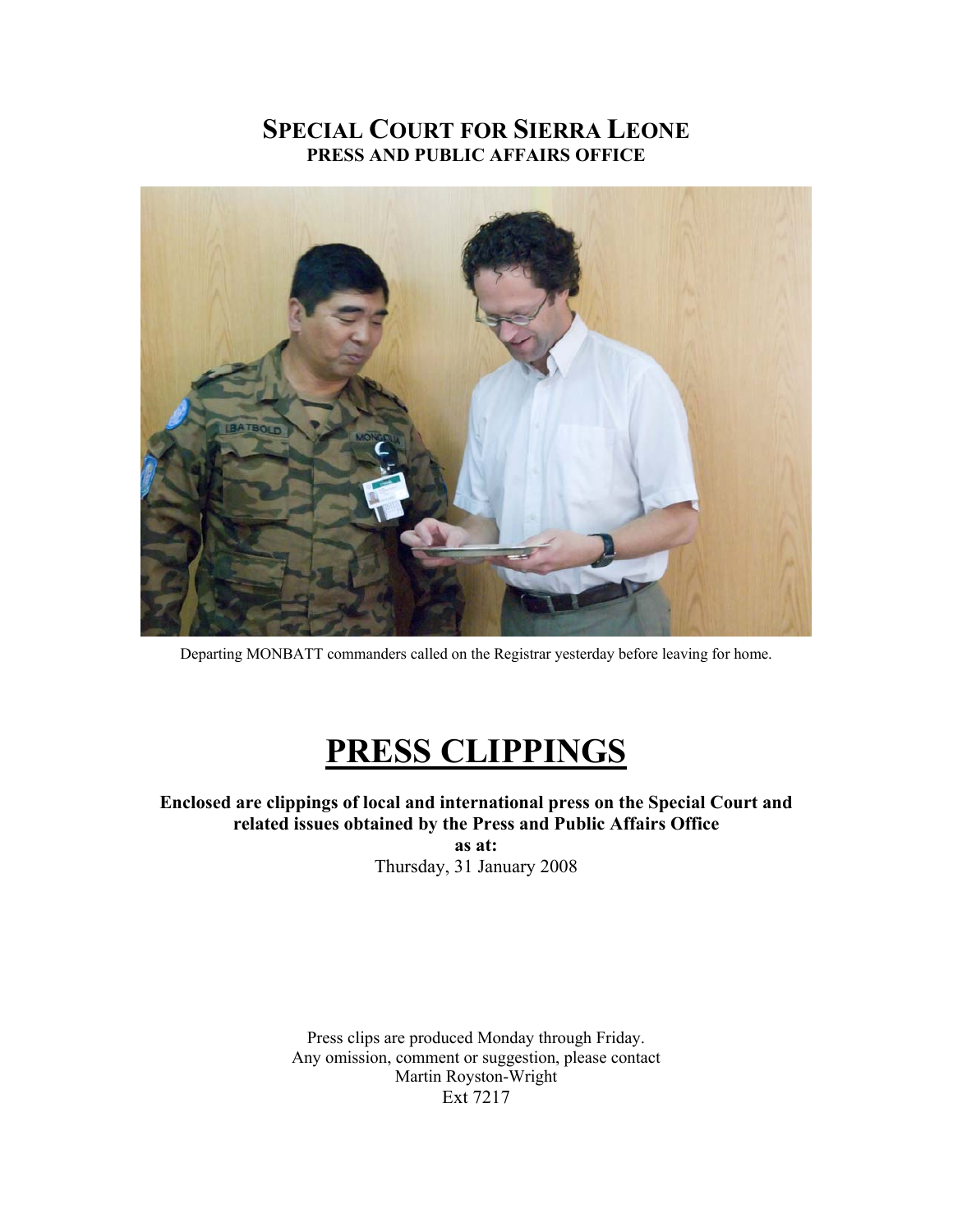# SPECIAL COURT FOR SIERRA LEONE
## PRESS AND PUBLIC AFFAIRS OFFICE

Departing MONBATT commanders called on the Registrar yesterday before leaving for home.

# PRESS CLIPPINGS

**Enclosed are clippings of local and international press on the Special Court and related issues obtained by the Press and Public Affairs Office**

**as at:**

Thursday, 31 January 2008

Press clips are produced Monday through Friday.
Any omission, comment or suggestion, please contact
Martin Royston-Wright
Ext 7217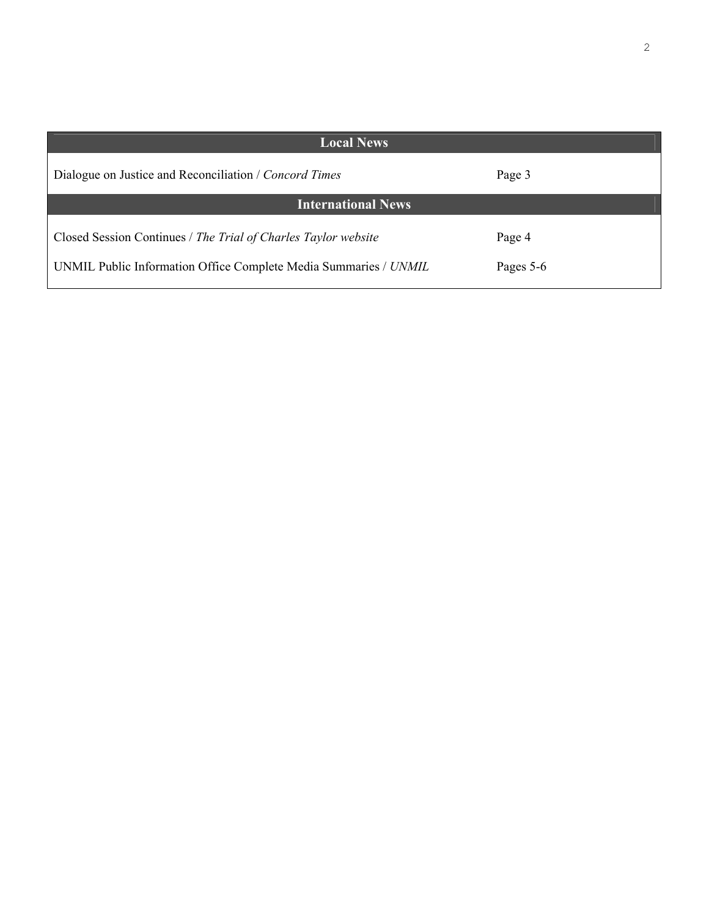| Local News | |
|---|---|
| Dialogue on Justice and Reconciliation / *Concord Times* | Page 3 |
| **International News** | |
| Closed Session Continues / *The Trial of Charles Taylor website* | Page 4 |
| UNMIL Public Information Office Complete Media Summaries / *UNMIL* | Pages 5-6 |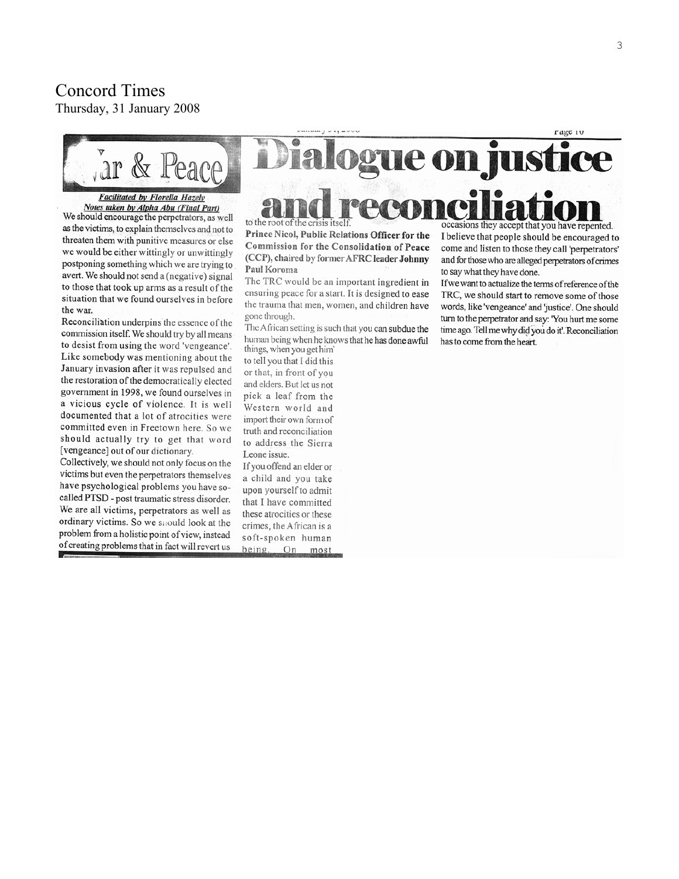# Concord Times

Thursday, 31 January 2008

## War & Peace

### Dialogue on justice and reconciliation

***Facilitated by Florella Hazely***

***Notes taken by Alpha Abu (Final Part)***

We should encourage the perpetrators, as well as the victims, to explain themselves and not to threaten them with punitive measures or else we would be either wittingly or unwittingly postponing something which we are trying to avert. We should not send a (negative) signal to those that took up arms as a result of the situation that we found ourselves in before the war.

Reconciliation underpins the essence of the commission itself. We should try by all means to desist from using the word 'vengeance'. Like somebody was mentioning about the January invasion after it was repulsed and the restoration of the democratically elected government in 1998, we found ourselves in a vicious cycle of violence. It is well documented that a lot of atrocities were committed even in Freetown here. So we should actually try to get that word [vengeance] out of our dictionary.

Collectively, we should not only focus on the victims but even the perpetrators themselves have psychological problems you have so-called PTSD - post traumatic stress disorder. We are all victims, perpetrators as well as ordinary victims. So we should look at the problem from a holistic point of view, instead of creating problems that in fact will revert us to the root of the crisis itself.

**Prince Nicol, Public Relations Officer for the Commission for the Consolidation of Peace (CCP), chaired by former AFRC leader Johnny Paul Koroma**

The TRC would be an important ingredient in ensuring peace for a start. It is designed to ease the trauma that men, women, and children have gone through.

The African setting is such that you can subdue the human being when he knows that he has done awful things, when you get him to tell you that I did this or that, in front of you and elders. But let us not pick a leaf from the Western world and import their own form of truth and reconciliation to address the Sierra Leone issue.

If you offend an elder or a child and you take upon yourself to admit that I have committed these atrocities or these crimes, the African is a soft-spoken human being. On most occasions they accept that you have repented. I believe that people should be encouraged to come and listen to those they call 'perpetrators' and for those who are alleged perpetrators of crimes to say what they have done.

If we want to actualize the terms of reference of the TRC, we should start to remove some of those words, like 'vengeance' and 'justice'. One should turn to the perpetrator and say: 'You hurt me some time ago. Tell me why did you do it'. Reconciliation has to come from the heart.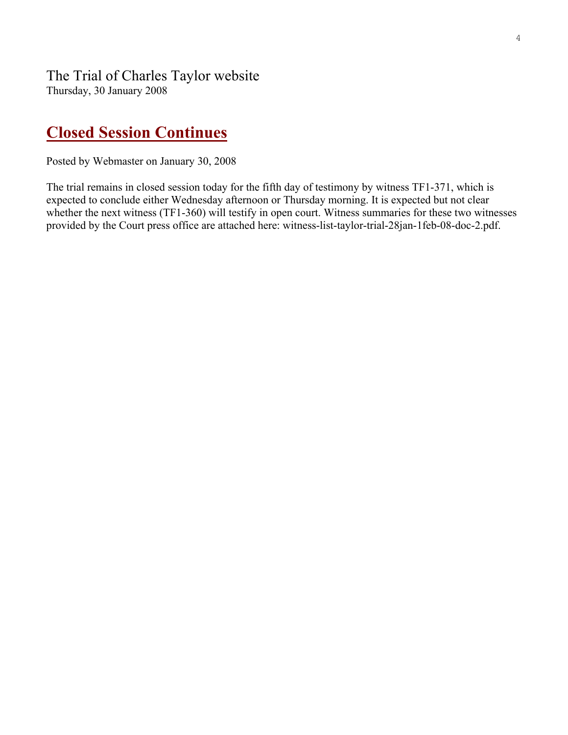The Trial of Charles Taylor website

Thursday, 30 January 2008

## Closed Session Continues

Posted by Webmaster on January 30, 2008

The trial remains in closed session today for the fifth day of testimony by witness TF1-371, which is expected to conclude either Wednesday afternoon or Thursday morning. It is expected but not clear whether the next witness (TF1-360) will testify in open court. Witness summaries for these two witnesses provided by the Court press office are attached here: witness-list-taylor-trial-28jan-1feb-08-doc-2.pdf.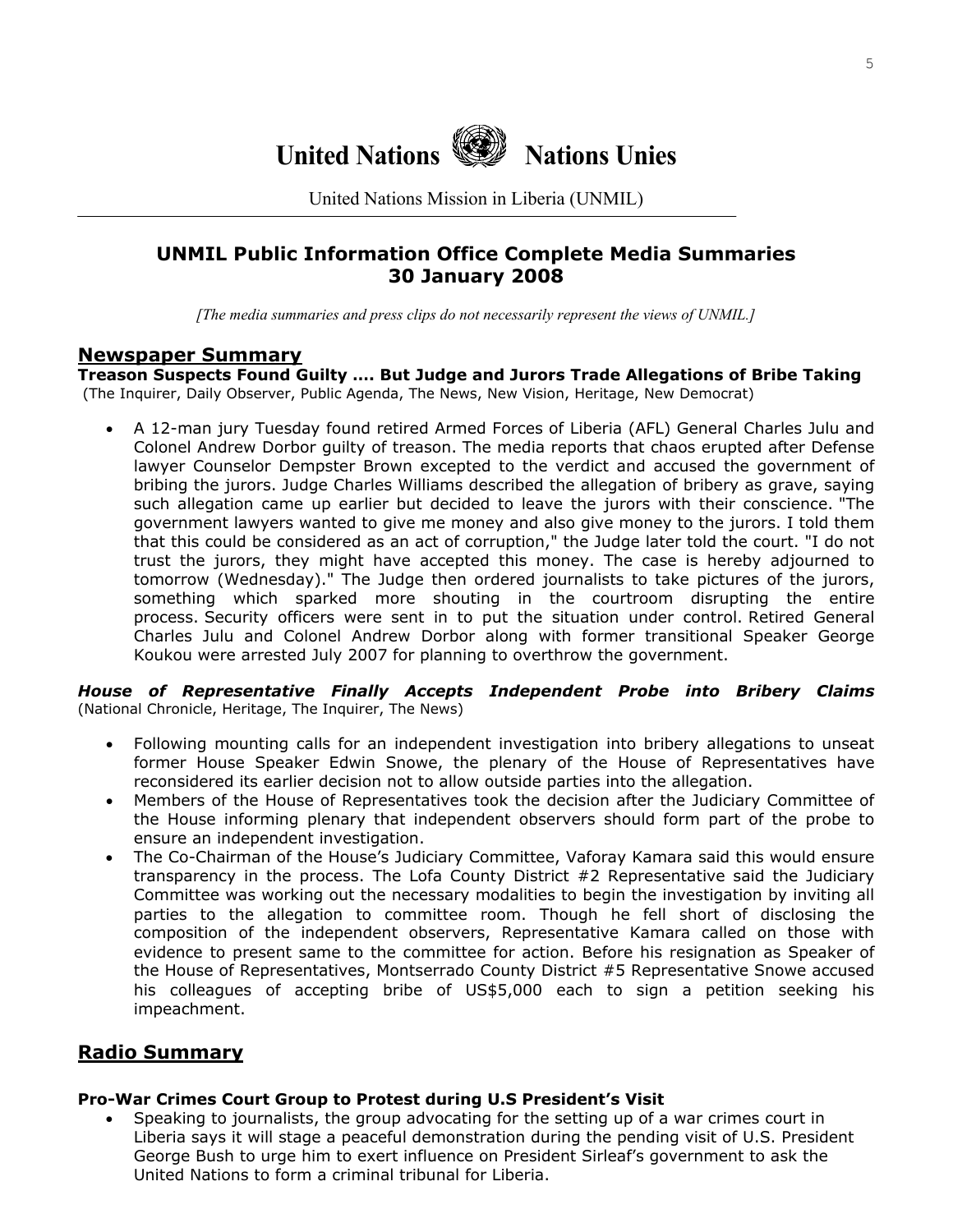# United Nations Nations Unies

United Nations Mission in Liberia (UNMIL)

## UNMIL Public Information Office Complete Media Summaries
## 30 January 2008

*[The media summaries and press clips do not necessarily represent the views of UNMIL.]*

## Newspaper Summary

**Treason Suspects Found Guilty …. But Judge and Jurors Trade Allegations of Bribe Taking**
(The Inquirer, Daily Observer, Public Agenda, The News, New Vision, Heritage, New Democrat)

- A 12-man jury Tuesday found retired Armed Forces of Liberia (AFL) General Charles Julu and Colonel Andrew Dorbor guilty of treason. The media reports that chaos erupted after Defense lawyer Counselor Dempster Brown excepted to the verdict and accused the government of bribing the jurors. Judge Charles Williams described the allegation of bribery as grave, saying such allegation came up earlier but decided to leave the jurors with their conscience. "The government lawyers wanted to give me money and also give money to the jurors. I told them that this could be considered as an act of corruption," the Judge later told the court. "I do not trust the jurors, they might have accepted this money. The case is hereby adjourned to tomorrow (Wednesday)." The Judge then ordered journalists to take pictures of the jurors, something which sparked more shouting in the courtroom disrupting the entire process. Security officers were sent in to put the situation under control. Retired General Charles Julu and Colonel Andrew Dorbor along with former transitional Speaker George Koukou were arrested July 2007 for planning to overthrow the government.

***House of Representative Finally Accepts Independent Probe into Bribery Claims***
(National Chronicle, Heritage, The Inquirer, The News)

- Following mounting calls for an independent investigation into bribery allegations to unseat former House Speaker Edwin Snowe, the plenary of the House of Representatives have reconsidered its earlier decision not to allow outside parties into the allegation.
- Members of the House of Representatives took the decision after the Judiciary Committee of the House informing plenary that independent observers should form part of the probe to ensure an independent investigation.
- The Co-Chairman of the House's Judiciary Committee, Vaforay Kamara said this would ensure transparency in the process. The Lofa County District #2 Representative said the Judiciary Committee was working out the necessary modalities to begin the investigation by inviting all parties to the allegation to committee room. Though he fell short of disclosing the composition of the independent observers, Representative Kamara called on those with evidence to present same to the committee for action. Before his resignation as Speaker of the House of Representatives, Montserrado County District #5 Representative Snowe accused his colleagues of accepting bribe of US$5,000 each to sign a petition seeking his impeachment.

## Radio Summary

**Pro-War Crimes Court Group to Protest during U.S President's Visit**

- Speaking to journalists, the group advocating for the setting up of a war crimes court in Liberia says it will stage a peaceful demonstration during the pending visit of U.S. President George Bush to urge him to exert influence on President Sirleaf's government to ask the United Nations to form a criminal tribunal for Liberia.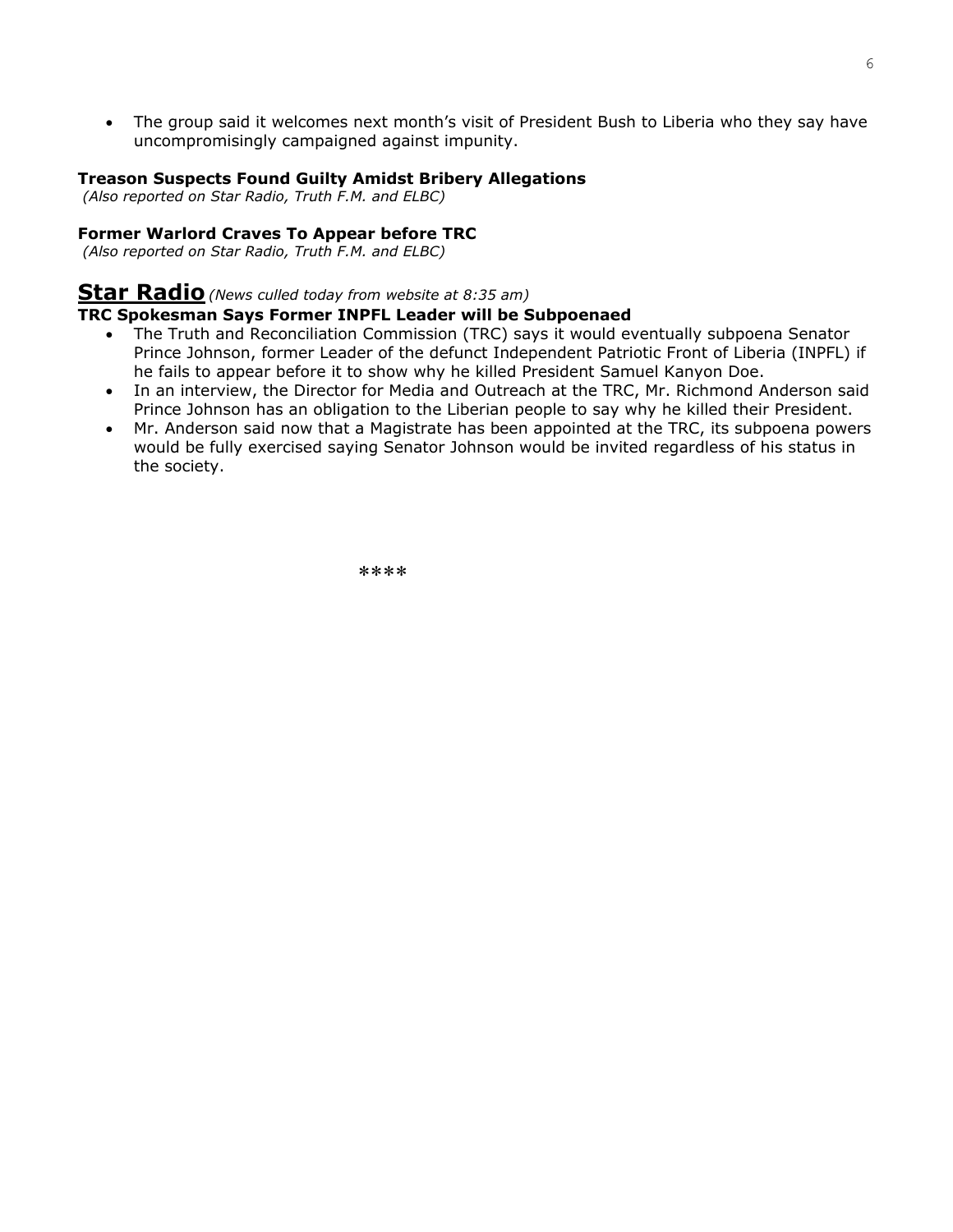- The group said it welcomes next month's visit of President Bush to Liberia who they say have uncompromisingly campaigned against impunity.

**Treason Suspects Found Guilty Amidst Bribery Allegations**
*(Also reported on Star Radio, Truth F.M. and ELBC)*

**Former Warlord Craves To Appear before TRC**
*(Also reported on Star Radio, Truth F.M. and ELBC)*

## Star Radio *(News culled today from website at 8:35 am)*

**TRC Spokesman Says Former INPFL Leader will be Subpoenaed**

- The Truth and Reconciliation Commission (TRC) says it would eventually subpoena Senator Prince Johnson, former Leader of the defunct Independent Patriotic Front of Liberia (INPFL) if he fails to appear before it to show why he killed President Samuel Kanyon Doe.
- In an interview, the Director for Media and Outreach at the TRC, Mr. Richmond Anderson said Prince Johnson has an obligation to the Liberian people to say why he killed their President.
- Mr. Anderson said now that a Magistrate has been appointed at the TRC, its subpoena powers would be fully exercised saying Senator Johnson would be invited regardless of his status in the society.

****